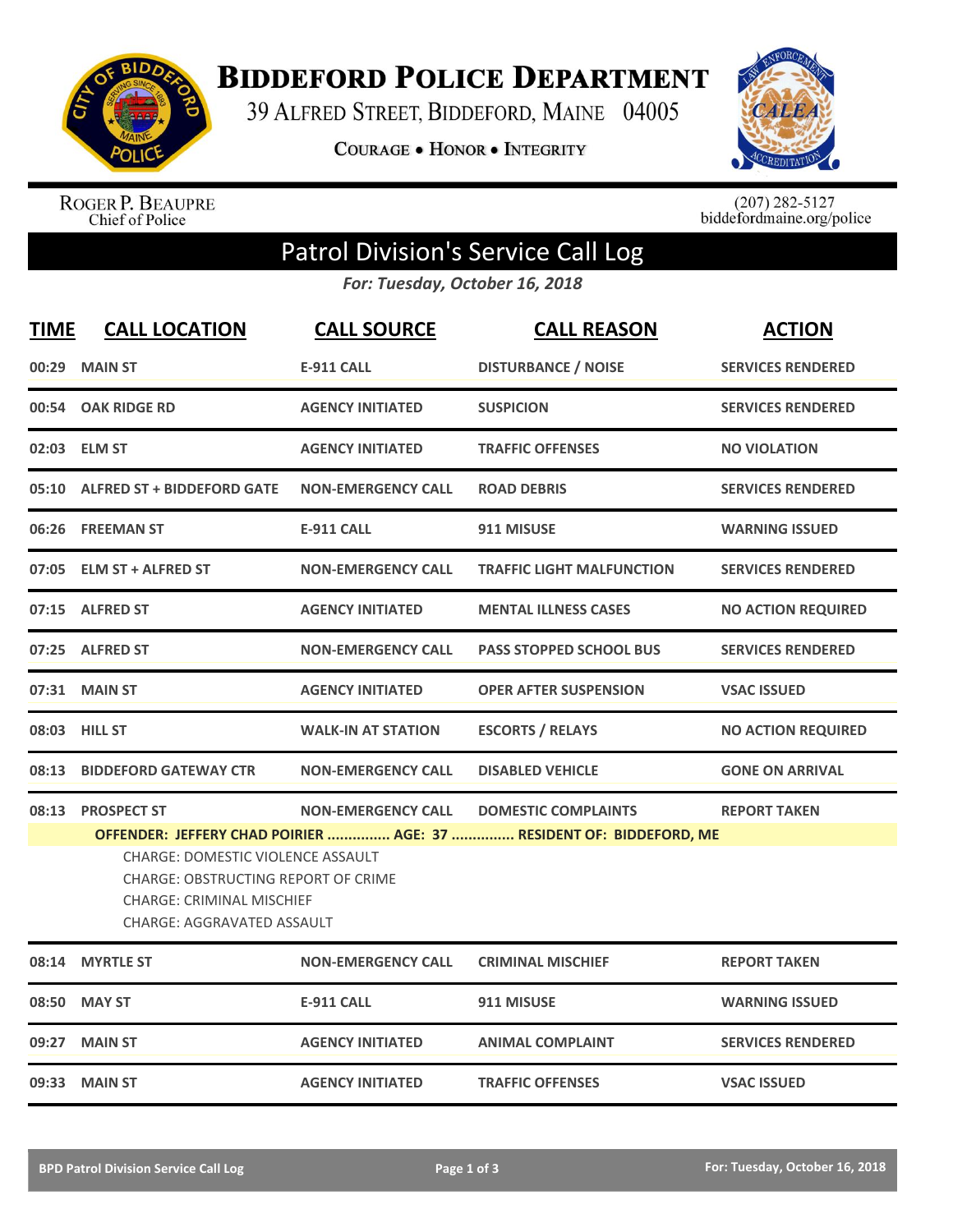# BIDDEFORD POLICE DEPARTMENT

39 ALFRED STREET, BIDDEFORD, MAINE 04005

**COURAGE • HONOR • INTEGRITY**

ROGER P. BEAUPRE
Chief of Police

(207) 282-5127
biddefordmaine.org/police

## Patrol Division's Service Call Log

*For: Tuesday, October 16, 2018*

| TIME | CALL LOCATION | CALL SOURCE | CALL REASON | ACTION |
|---|---|---|---|---|
| 00:29 | MAIN ST | E-911 CALL | DISTURBANCE / NOISE | SERVICES RENDERED |
| 00:54 | OAK RIDGE RD | AGENCY INITIATED | SUSPICION | SERVICES RENDERED |
| 02:03 | ELM ST | AGENCY INITIATED | TRAFFIC OFFENSES | NO VIOLATION |
| 05:10 | ALFRED ST + BIDDEFORD GATE | NON-EMERGENCY CALL | ROAD DEBRIS | SERVICES RENDERED |
| 06:26 | FREEMAN ST | E-911 CALL | 911 MISUSE | WARNING ISSUED |
| 07:05 | ELM ST + ALFRED ST | NON-EMERGENCY CALL | TRAFFIC LIGHT MALFUNCTION | SERVICES RENDERED |
| 07:15 | ALFRED ST | AGENCY INITIATED | MENTAL ILLNESS CASES | NO ACTION REQUIRED |
| 07:25 | ALFRED ST | NON-EMERGENCY CALL | PASS STOPPED SCHOOL BUS | SERVICES RENDERED |
| 07:31 | MAIN ST | AGENCY INITIATED | OPER AFTER SUSPENSION | VSAC ISSUED |
| 08:03 | HILL ST | WALK-IN AT STATION | ESCORTS / RELAYS | NO ACTION REQUIRED |
| 08:13 | BIDDEFORD GATEWAY CTR | NON-EMERGENCY CALL | DISABLED VEHICLE | GONE ON ARRIVAL |
| 08:13 | PROSPECT ST | NON-EMERGENCY CALL | DOMESTIC COMPLAINTS | REPORT TAKEN |
| | OFFENDER: JEFFERY CHAD POIRIER ............... AGE: 37 ............... RESIDENT OF: BIDDEFORD, ME<br>CHARGE: DOMESTIC VIOLENCE ASSAULT<br>CHARGE: OBSTRUCTING REPORT OF CRIME<br>CHARGE: CRIMINAL MISCHIEF<br>CHARGE: AGGRAVATED ASSAULT | | | |
| 08:14 | MYRTLE ST | NON-EMERGENCY CALL | CRIMINAL MISCHIEF | REPORT TAKEN |
| 08:50 | MAY ST | E-911 CALL | 911 MISUSE | WARNING ISSUED |
| 09:27 | MAIN ST | AGENCY INITIATED | ANIMAL COMPLAINT | SERVICES RENDERED |
| 09:33 | MAIN ST | AGENCY INITIATED | TRAFFIC OFFENSES | VSAC ISSUED |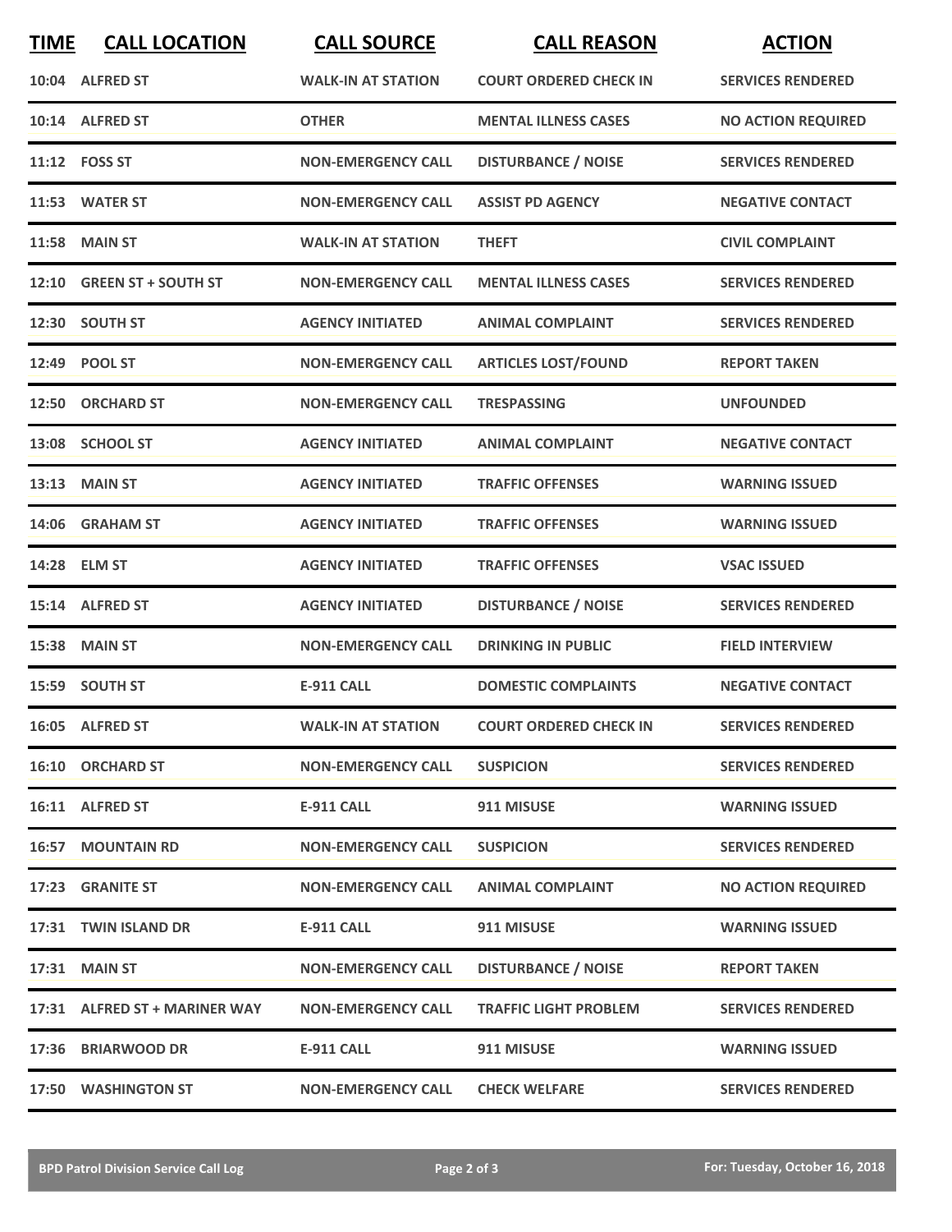| TIME | CALL LOCATION | CALL SOURCE | CALL REASON | ACTION |
|---|---|---|---|---|
| 10:04 | ALFRED ST | WALK-IN AT STATION | COURT ORDERED CHECK IN | SERVICES RENDERED |
| 10:14 | ALFRED ST | OTHER | MENTAL ILLNESS CASES | NO ACTION REQUIRED |
| 11:12 | FOSS ST | NON-EMERGENCY CALL | DISTURBANCE / NOISE | SERVICES RENDERED |
| 11:53 | WATER ST | NON-EMERGENCY CALL | ASSIST PD AGENCY | NEGATIVE CONTACT |
| 11:58 | MAIN ST | WALK-IN AT STATION | THEFT | CIVIL COMPLAINT |
| 12:10 | GREEN ST + SOUTH ST | NON-EMERGENCY CALL | MENTAL ILLNESS CASES | SERVICES RENDERED |
| 12:30 | SOUTH ST | AGENCY INITIATED | ANIMAL COMPLAINT | SERVICES RENDERED |
| 12:49 | POOL ST | NON-EMERGENCY CALL | ARTICLES LOST/FOUND | REPORT TAKEN |
| 12:50 | ORCHARD ST | NON-EMERGENCY CALL | TRESPASSING | UNFOUNDED |
| 13:08 | SCHOOL ST | AGENCY INITIATED | ANIMAL COMPLAINT | NEGATIVE CONTACT |
| 13:13 | MAIN ST | AGENCY INITIATED | TRAFFIC OFFENSES | WARNING ISSUED |
| 14:06 | GRAHAM ST | AGENCY INITIATED | TRAFFIC OFFENSES | WARNING ISSUED |
| 14:28 | ELM ST | AGENCY INITIATED | TRAFFIC OFFENSES | VSAC ISSUED |
| 15:14 | ALFRED ST | AGENCY INITIATED | DISTURBANCE / NOISE | SERVICES RENDERED |
| 15:38 | MAIN ST | NON-EMERGENCY CALL | DRINKING IN PUBLIC | FIELD INTERVIEW |
| 15:59 | SOUTH ST | E-911 CALL | DOMESTIC COMPLAINTS | NEGATIVE CONTACT |
| 16:05 | ALFRED ST | WALK-IN AT STATION | COURT ORDERED CHECK IN | SERVICES RENDERED |
| 16:10 | ORCHARD ST | NON-EMERGENCY CALL | SUSPICION | SERVICES RENDERED |
| 16:11 | ALFRED ST | E-911 CALL | 911 MISUSE | WARNING ISSUED |
| 16:57 | MOUNTAIN RD | NON-EMERGENCY CALL | SUSPICION | SERVICES RENDERED |
| 17:23 | GRANITE ST | NON-EMERGENCY CALL | ANIMAL COMPLAINT | NO ACTION REQUIRED |
| 17:31 | TWIN ISLAND DR | E-911 CALL | 911 MISUSE | WARNING ISSUED |
| 17:31 | MAIN ST | NON-EMERGENCY CALL | DISTURBANCE / NOISE | REPORT TAKEN |
| 17:31 | ALFRED ST + MARINER WAY | NON-EMERGENCY CALL | TRAFFIC LIGHT PROBLEM | SERVICES RENDERED |
| 17:36 | BRIARWOOD DR | E-911 CALL | 911 MISUSE | WARNING ISSUED |
| 17:50 | WASHINGTON ST | NON-EMERGENCY CALL | CHECK WELFARE | SERVICES RENDERED |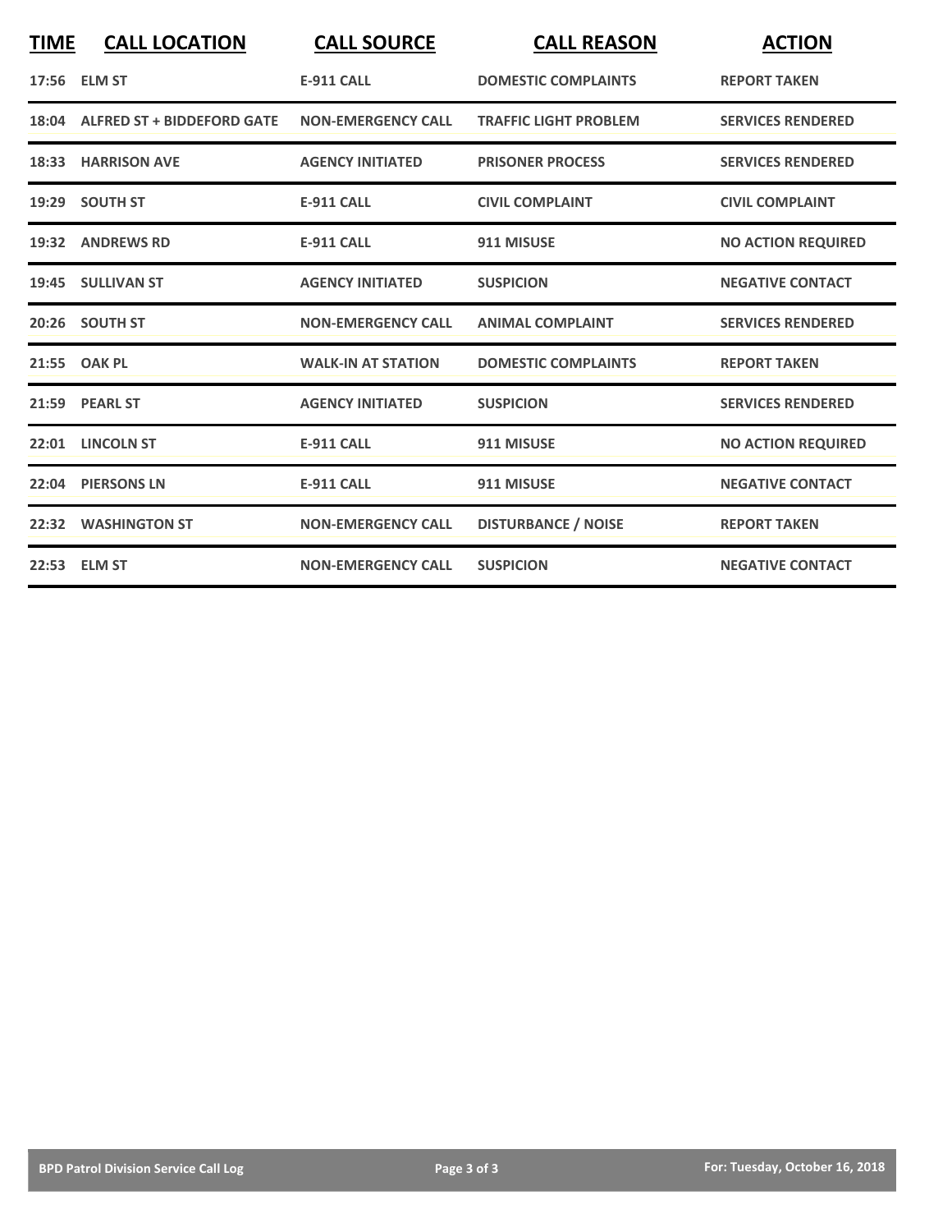| TIME | CALL LOCATION | CALL SOURCE | CALL REASON | ACTION |
| --- | --- | --- | --- | --- |
| 17:56 | ELM ST | E-911 CALL | DOMESTIC COMPLAINTS | REPORT TAKEN |
| 18:04 | ALFRED ST + BIDDEFORD GATE | NON-EMERGENCY CALL | TRAFFIC LIGHT PROBLEM | SERVICES RENDERED |
| 18:33 | HARRISON AVE | AGENCY INITIATED | PRISONER PROCESS | SERVICES RENDERED |
| 19:29 | SOUTH ST | E-911 CALL | CIVIL COMPLAINT | CIVIL COMPLAINT |
| 19:32 | ANDREWS RD | E-911 CALL | 911 MISUSE | NO ACTION REQUIRED |
| 19:45 | SULLIVAN ST | AGENCY INITIATED | SUSPICION | NEGATIVE CONTACT |
| 20:26 | SOUTH ST | NON-EMERGENCY CALL | ANIMAL COMPLAINT | SERVICES RENDERED |
| 21:55 | OAK PL | WALK-IN AT STATION | DOMESTIC COMPLAINTS | REPORT TAKEN |
| 21:59 | PEARL ST | AGENCY INITIATED | SUSPICION | SERVICES RENDERED |
| 22:01 | LINCOLN ST | E-911 CALL | 911 MISUSE | NO ACTION REQUIRED |
| 22:04 | PIERSONS LN | E-911 CALL | 911 MISUSE | NEGATIVE CONTACT |
| 22:32 | WASHINGTON ST | NON-EMERGENCY CALL | DISTURBANCE / NOISE | REPORT TAKEN |
| 22:53 | ELM ST | NON-EMERGENCY CALL | SUSPICION | NEGATIVE CONTACT |